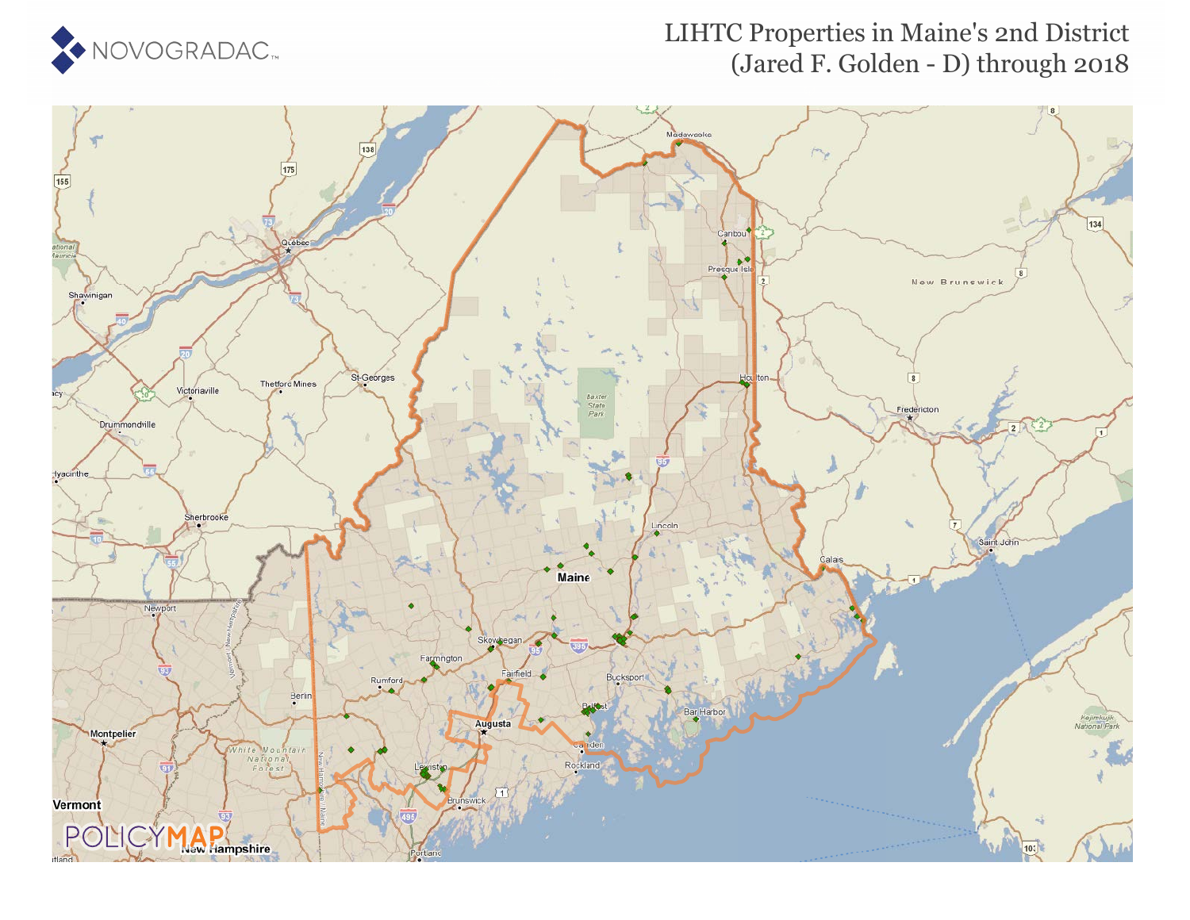# LIHTC Properties in Maine's 2nd District (Jared F. Golden - D) through 2018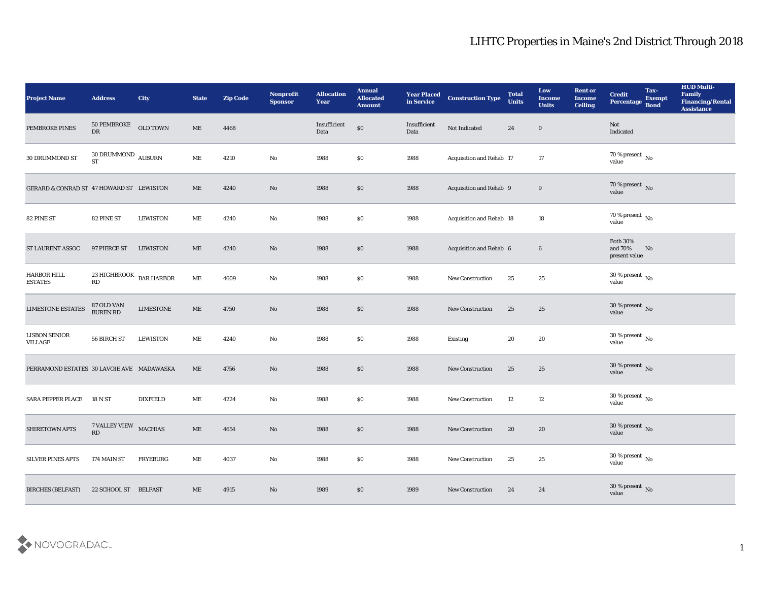# LIHTC Properties in Maine's 2nd District Through 2018

| Project Name | Address | City | State | Zip Code | Nonprofit Sponsor | Allocation Year | Annual Allocated Amount | Year Placed in Service | Construction Type | Total Units | Low Income Units | Rent or Income Ceiling | Credit Percentage | Tax-Exempt Bond | HUD Multi-Family Financing/Rental Assistance |
|---|---|---|---|---|---|---|---|---|---|---|---|---|---|---|---|
| PEMBROKE PINES | 50 PEMBROKE DR | OLD TOWN | ME | 4468 | | Insufficient Data | $0 | Insufficient Data | Not Indicated | 24 | 0 | | Not Indicated | | |
| 30 DRUMMOND ST | 30 DRUMMOND ST | AUBURN | ME | 4210 | No | 1988 | $0 | 1988 | Acquisition and Rehab | 17 | 17 | | 70 % present value | No | |
| GERARD & CONRAD ST | 47 HOWARD ST | LEWISTON | ME | 4240 | No | 1988 | $0 | 1988 | Acquisition and Rehab | 9 | 9 | | 70 % present value | No | |
| 82 PINE ST | 82 PINE ST | LEWISTON | ME | 4240 | No | 1988 | $0 | 1988 | Acquisition and Rehab | 18 | 18 | | 70 % present value | No | |
| ST LAURENT ASSOC | 97 PIERCE ST | LEWISTON | ME | 4240 | No | 1988 | $0 | 1988 | Acquisition and Rehab | 6 | 6 | | Both 30% and 70% present value | No | |
| HARBOR HILL ESTATES | 23 HIGHBROOK RD | BAR HARBOR | ME | 4609 | No | 1988 | $0 | 1988 | New Construction | 25 | 25 | | 30 % present value | No | |
| LIMESTONE ESTATES | 87 OLD VAN BUREN RD | LIMESTONE | ME | 4750 | No | 1988 | $0 | 1988 | New Construction | 25 | 25 | | 30 % present value | No | |
| LISBON SENIOR VILLAGE | 56 BIRCH ST | LEWISTON | ME | 4240 | No | 1988 | $0 | 1988 | Existing | 20 | 20 | | 30 % present value | No | |
| PERRAMOND ESTATES | 30 LAVOIE AVE | MADAWASKA | ME | 4756 | No | 1988 | $0 | 1988 | New Construction | 25 | 25 | | 30 % present value | No | |
| SARA PEPPER PLACE | 18 N ST | DIXFIELD | ME | 4224 | No | 1988 | $0 | 1988 | New Construction | 12 | 12 | | 30 % present value | No | |
| SHIRETOWN APTS | 7 VALLEY VIEW RD | MACHIAS | ME | 4654 | No | 1988 | $0 | 1988 | New Construction | 20 | 20 | | 30 % present value | No | |
| SILVER PINES APTS | 174 MAIN ST | FRYEBURG | ME | 4037 | No | 1988 | $0 | 1988 | New Construction | 25 | 25 | | 30 % present value | No | |
| BIRCHES (BELFAST) | 22 SCHOOL ST | BELFAST | ME | 4915 | No | 1989 | $0 | 1989 | New Construction | 24 | 24 | | 30 % present value | No | |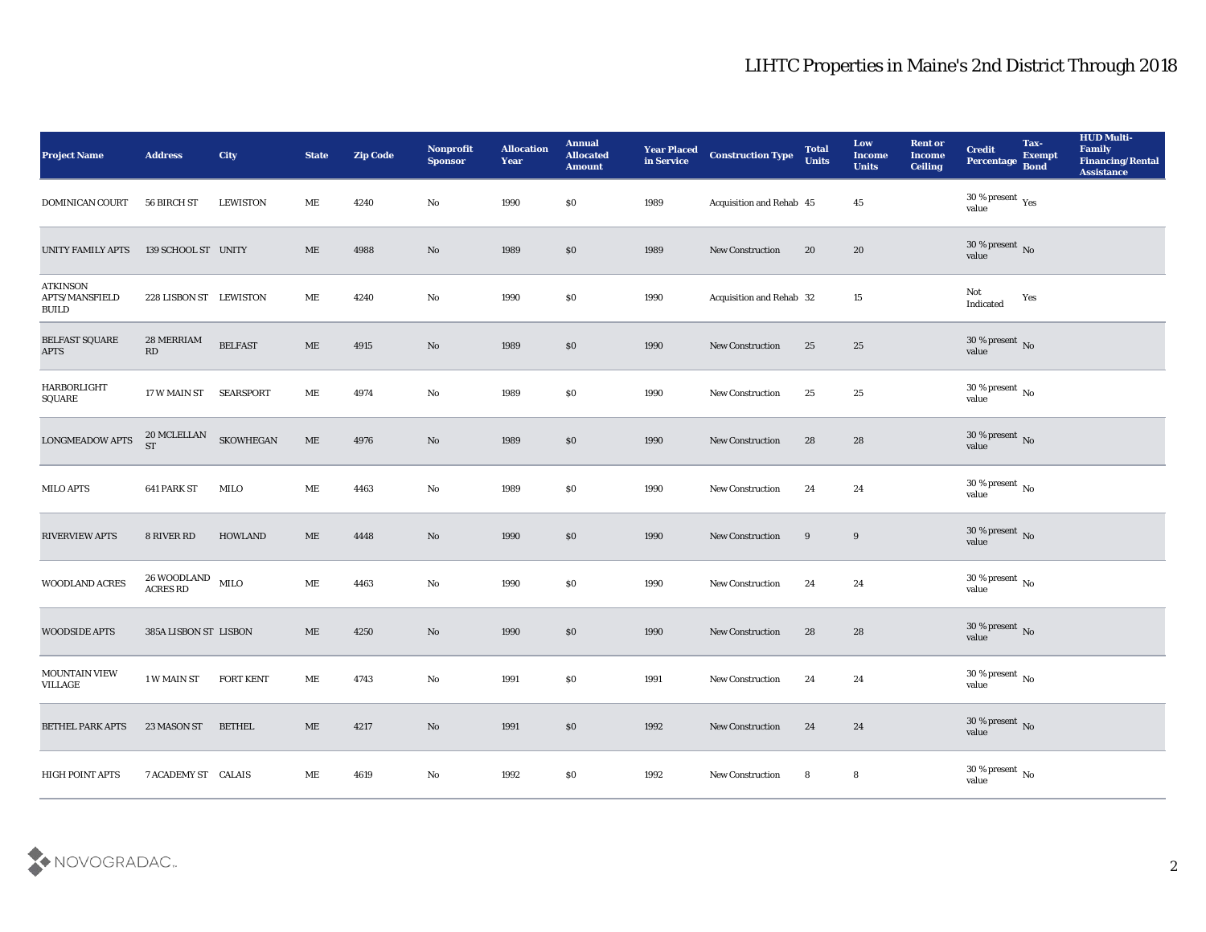# LIHTC Properties in Maine's 2nd District Through 2018

| Project Name | Address | City | State | Zip Code | Nonprofit Sponsor | Allocation Year | Annual Allocated Amount | Year Placed in Service | Construction Type | Total Units | Low Income Units | Rent or Income Ceiling | Credit Percentage | Tax-Exempt Bond | HUD Multi-Family Financing/Rental Assistance |
|---|---|---|---|---|---|---|---|---|---|---|---|---|---|---|---|
| DOMINICAN COURT | 56 BIRCH ST | LEWISTON | ME | 4240 | No | 1990 | $0 | 1989 | Acquisition and Rehab | 45 | 45 | | 30 % present value | Yes | |
| UNITY FAMILY APTS | 139 SCHOOL ST | UNITY | ME | 4988 | No | 1989 | $0 | 1989 | New Construction | 20 | 20 | | 30 % present value | No | |
| ATKINSON APTS/MANSFIELD BUILD | 228 LISBON ST | LEWISTON | ME | 4240 | No | 1990 | $0 | 1990 | Acquisition and Rehab | 32 | 15 | | Not Indicated | Yes | |
| BELFAST SQUARE APTS | 28 MERRIAM RD | BELFAST | ME | 4915 | No | 1989 | $0 | 1990 | New Construction | 25 | 25 | | 30 % present value | No | |
| HARBORLIGHT SQUARE | 17 W MAIN ST | SEARSPORT | ME | 4974 | No | 1989 | $0 | 1990 | New Construction | 25 | 25 | | 30 % present value | No | |
| LONGMEADOW APTS | 20 MCLELLAN ST | SKOWHEGAN | ME | 4976 | No | 1989 | $0 | 1990 | New Construction | 28 | 28 | | 30 % present value | No | |
| MILO APTS | 641 PARK ST | MILO | ME | 4463 | No | 1989 | $0 | 1990 | New Construction | 24 | 24 | | 30 % present value | No | |
| RIVERVIEW APTS | 8 RIVER RD | HOWLAND | ME | 4448 | No | 1990 | $0 | 1990 | New Construction | 9 | 9 | | 30 % present value | No | |
| WOODLAND ACRES | 26 WOODLAND ACRES RD | MILO | ME | 4463 | No | 1990 | $0 | 1990 | New Construction | 24 | 24 | | 30 % present value | No | |
| WOODSIDE APTS | 385A LISBON ST | LISBON | ME | 4250 | No | 1990 | $0 | 1990 | New Construction | 28 | 28 | | 30 % present value | No | |
| MOUNTAIN VIEW VILLAGE | 1 W MAIN ST | FORT KENT | ME | 4743 | No | 1991 | $0 | 1991 | New Construction | 24 | 24 | | 30 % present value | No | |
| BETHEL PARK APTS | 23 MASON ST | BETHEL | ME | 4217 | No | 1991 | $0 | 1992 | New Construction | 24 | 24 | | 30 % present value | No | |
| HIGH POINT APTS | 7 ACADEMY ST | CALAIS | ME | 4619 | No | 1992 | $0 | 1992 | New Construction | 8 | 8 | | 30 % present value | No | |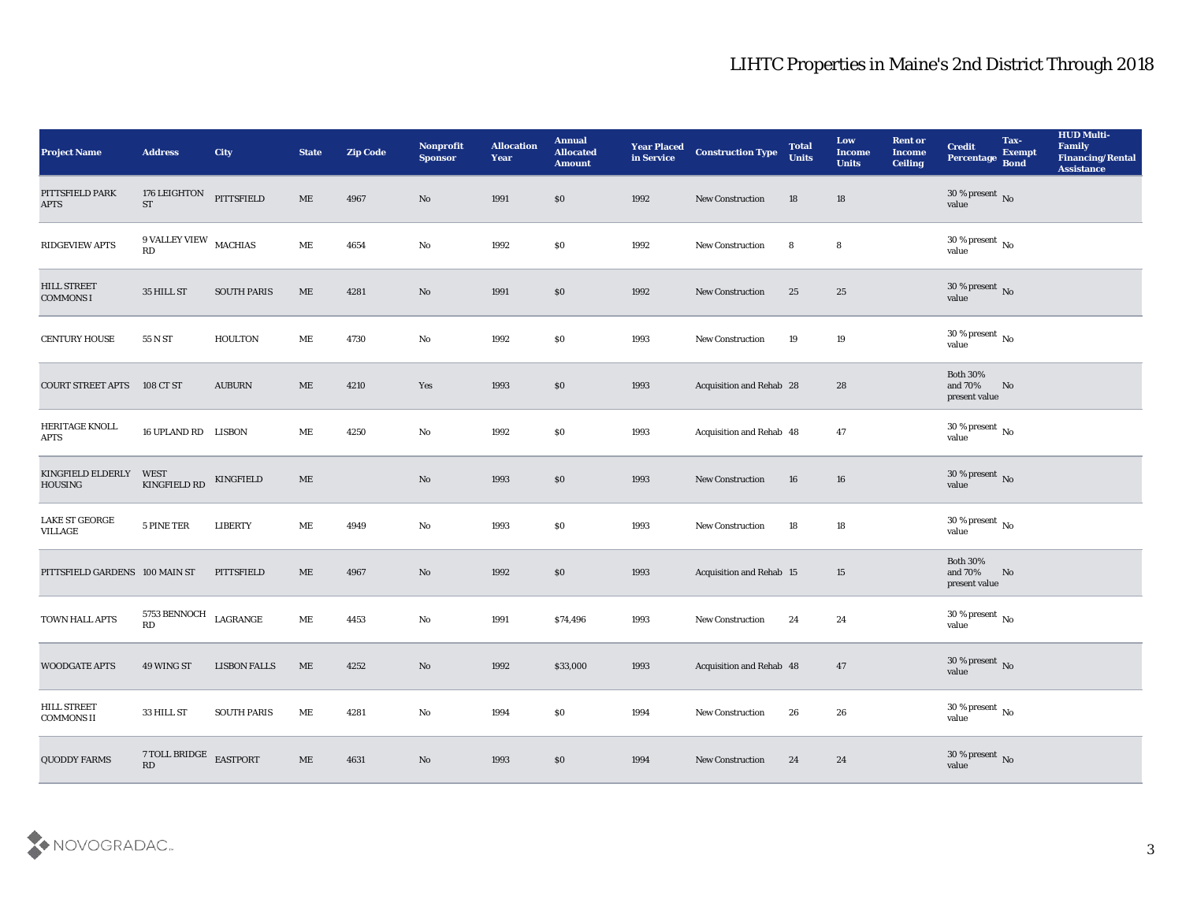# LIHTC Properties in Maine's 2nd District Through 2018

| Project Name | Address | City | State | Zip Code | Nonprofit Sponsor | Allocation Year | Annual Allocated Amount | Year Placed in Service | Construction Type | Total Units | Low Income Units | Rent or Income Ceiling | Credit Percentage | Tax-Exempt Bond | HUD Multi-Family Financing/Rental Assistance |
|---|---|---|---|---|---|---|---|---|---|---|---|---|---|---|---|
| PITTSFIELD PARK APTS | 176 LEIGHTON ST | PITTSFIELD | ME | 4967 | No | 1991 | $0 | 1992 | New Construction | 18 | 18 | | 30 % present value | No | |
| RIDGEVIEW APTS | 9 VALLEY VIEW RD | MACHIAS | ME | 4654 | No | 1992 | $0 | 1992 | New Construction | 8 | 8 | | 30 % present value | No | |
| HILL STREET COMMONS I | 35 HILL ST | SOUTH PARIS | ME | 4281 | No | 1991 | $0 | 1992 | New Construction | 25 | 25 | | 30 % present value | No | |
| CENTURY HOUSE | 55 N ST | HOULTON | ME | 4730 | No | 1992 | $0 | 1993 | New Construction | 19 | 19 | | 30 % present value | No | |
| COURT STREET APTS | 108 CT ST | AUBURN | ME | 4210 | Yes | 1993 | $0 | 1993 | Acquisition and Rehab | 28 | 28 | | Both 30% and 70% present value | No | |
| HERITAGE KNOLL APTS | 16 UPLAND RD | LISBON | ME | 4250 | No | 1992 | $0 | 1993 | Acquisition and Rehab | 48 | 47 | | 30 % present value | No | |
| KINGFIELD ELDERLY HOUSING | WEST KINGFIELD RD | KINGFIELD | ME | | No | 1993 | $0 | 1993 | New Construction | 16 | 16 | | 30 % present value | No | |
| LAKE ST GEORGE VILLAGE | 5 PINE TER | LIBERTY | ME | 4949 | No | 1993 | $0 | 1993 | New Construction | 18 | 18 | | 30 % present value | No | |
| PITTSFIELD GARDENS | 100 MAIN ST | PITTSFIELD | ME | 4967 | No | 1992 | $0 | 1993 | Acquisition and Rehab | 15 | 15 | | Both 30% and 70% present value | No | |
| TOWN HALL APTS | 5753 BENNOCH RD | LAGRANGE | ME | 4453 | No | 1991 | $74,496 | 1993 | New Construction | 24 | 24 | | 30 % present value | No | |
| WOODGATE APTS | 49 WING ST | LISBON FALLS | ME | 4252 | No | 1992 | $33,000 | 1993 | Acquisition and Rehab | 48 | 47 | | 30 % present value | No | |
| HILL STREET COMMONS II | 33 HILL ST | SOUTH PARIS | ME | 4281 | No | 1994 | $0 | 1994 | New Construction | 26 | 26 | | 30 % present value | No | |
| QUODDY FARMS | 7 TOLL BRIDGE RD | EASTPORT | ME | 4631 | No | 1993 | $0 | 1994 | New Construction | 24 | 24 | | 30 % present value | No | |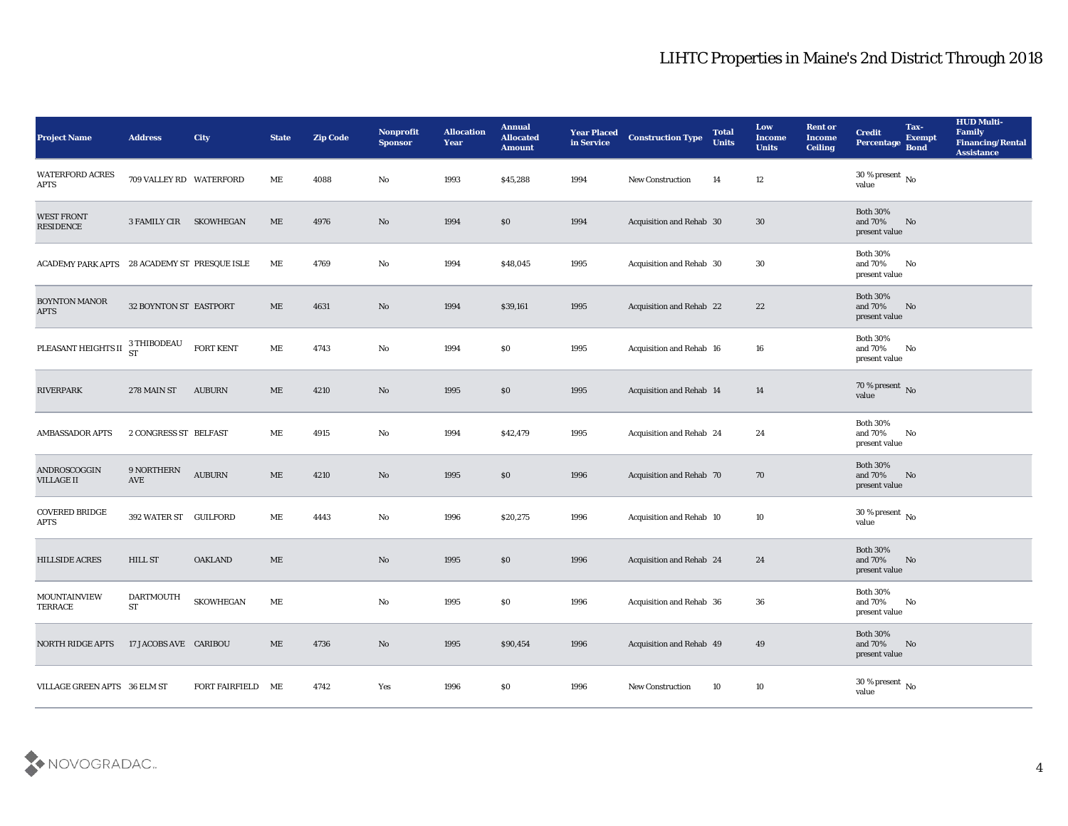# LIHTC Properties in Maine's 2nd District Through 2018

| Project Name | Address | City | State | Zip Code | Nonprofit Sponsor | Allocation Year | Annual Allocated Amount | Year Placed in Service | Construction Type | Total Units | Low Income Units | Rent or Income Ceiling | Credit Percentage | Tax-Exempt Bond | HUD Multi-Family Financing/Rental Assistance |
|---|---|---|---|---|---|---|---|---|---|---|---|---|---|---|---|
| WATERFORD ACRES APTS | 709 VALLEY RD | WATERFORD | ME | 4088 | No | 1993 | $45,288 | 1994 | New Construction | 14 | 12 | | 30 % present value | No | |
| WEST FRONT RESIDENCE | 3 FAMILY CIR | SKOWHEGAN | ME | 4976 | No | 1994 | $0 | 1994 | Acquisition and Rehab | 30 | 30 | | Both 30% and 70% present value | No | |
| ACADEMY PARK APTS | 28 ACADEMY ST | PRESQUE ISLE | ME | 4769 | No | 1994 | $48,045 | 1995 | Acquisition and Rehab | 30 | 30 | | Both 30% and 70% present value | No | |
| BOYNTON MANOR APTS | 32 BOYNTON ST | EASTPORT | ME | 4631 | No | 1994 | $39,161 | 1995 | Acquisition and Rehab | 22 | 22 | | Both 30% and 70% present value | No | |
| PLEASANT HEIGHTS II | 3 THIBODEAU ST | FORT KENT | ME | 4743 | No | 1994 | $0 | 1995 | Acquisition and Rehab | 16 | 16 | | Both 30% and 70% present value | No | |
| RIVERPARK | 278 MAIN ST | AUBURN | ME | 4210 | No | 1995 | $0 | 1995 | Acquisition and Rehab | 14 | 14 | | 70 % present value | No | |
| AMBASSADOR APTS | 2 CONGRESS ST | BELFAST | ME | 4915 | No | 1994 | $42,479 | 1995 | Acquisition and Rehab | 24 | 24 | | Both 30% and 70% present value | No | |
| ANDROSCOGGIN VILLAGE II | 9 NORTHERN AVE | AUBURN | ME | 4210 | No | 1995 | $0 | 1996 | Acquisition and Rehab | 70 | 70 | | Both 30% and 70% present value | No | |
| COVERED BRIDGE APTS | 392 WATER ST | GUILFORD | ME | 4443 | No | 1996 | $20,275 | 1996 | Acquisition and Rehab | 10 | 10 | | 30 % present value | No | |
| HILLSIDE ACRES | HILL ST | OAKLAND | ME | | No | 1995 | $0 | 1996 | Acquisition and Rehab | 24 | 24 | | Both 30% and 70% present value | No | |
| MOUNTAINVIEW TERRACE | DARTMOUTH ST | SKOWHEGAN | ME | | No | 1995 | $0 | 1996 | Acquisition and Rehab | 36 | 36 | | Both 30% and 70% present value | No | |
| NORTH RIDGE APTS | 17 JACOBS AVE | CARIBOU | ME | 4736 | No | 1995 | $90,454 | 1996 | Acquisition and Rehab | 49 | 49 | | Both 30% and 70% present value | No | |
| VILLAGE GREEN APTS | 36 ELM ST | FORT FAIRFIELD | ME | 4742 | Yes | 1996 | $0 | 1996 | New Construction | 10 | 10 | | 30 % present value | No | |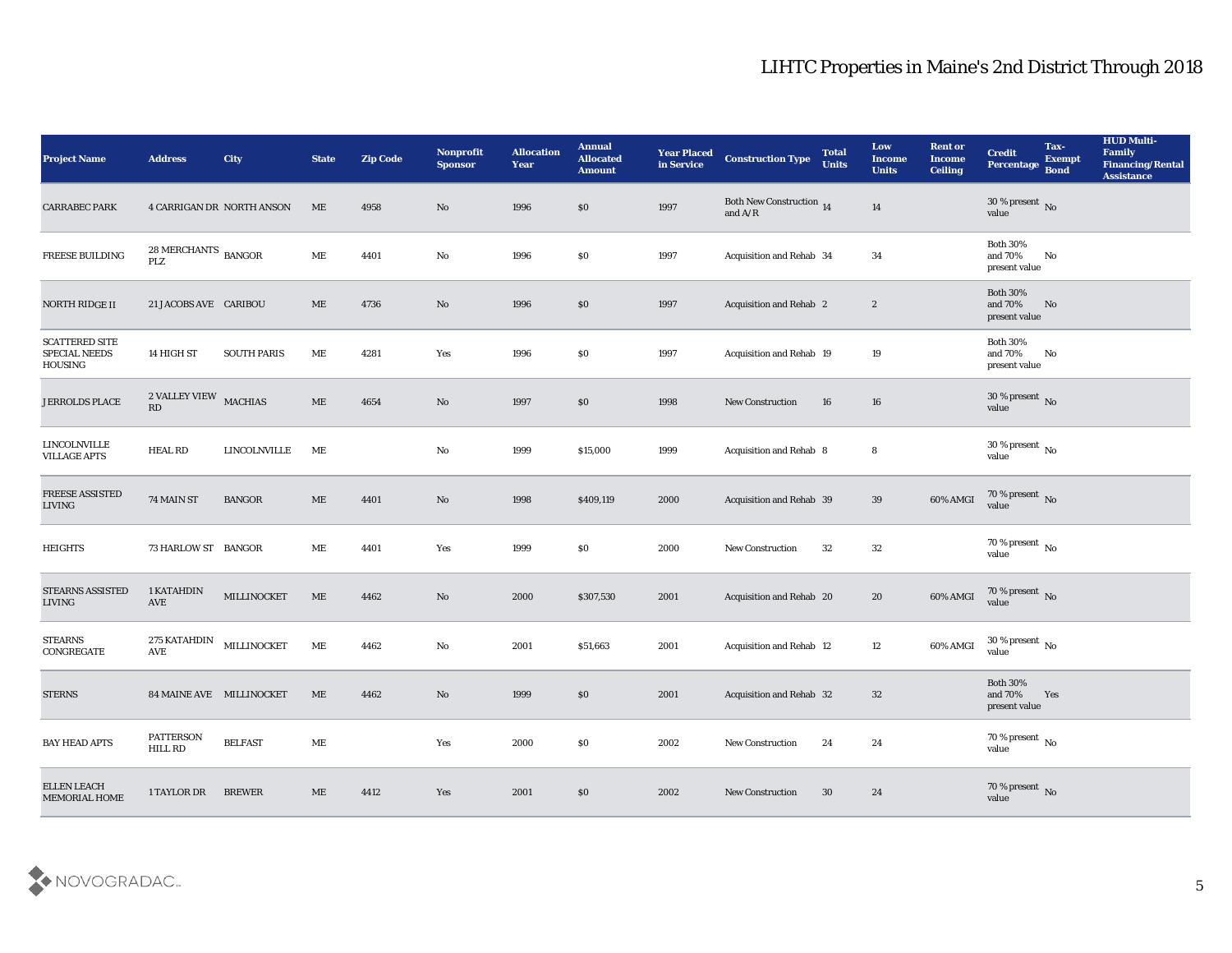# LIHTC Properties in Maine's 2nd District Through 2018

| Project Name | Address | City | State | Zip Code | Nonprofit Sponsor | Allocation Year | Annual Allocated Amount | Year Placed in Service | Construction Type | Total Units | Low Income Units | Rent or Income Ceiling | Credit Percentage | Tax-Exempt Bond | HUD Multi-Family Financing/Rental Assistance |
|---|---|---|---|---|---|---|---|---|---|---|---|---|---|---|---|
| CARRABEC PARK | 4 CARRIGAN DR | NORTH ANSON | ME | 4958 | No | 1996 | $0 | 1997 | Both New Construction and A/R | 14 | 14 | | 30 % present value | No | |
| FREESE BUILDING | 28 MERCHANTS PLZ | BANGOR | ME | 4401 | No | 1996 | $0 | 1997 | Acquisition and Rehab | 34 | 34 | | Both 30% and 70% present value | No | |
| NORTH RIDGE II | 21 JACOBS AVE | CARIBOU | ME | 4736 | No | 1996 | $0 | 1997 | Acquisition and Rehab | 2 | 2 | | Both 30% and 70% present value | No | |
| SCATTERED SITE SPECIAL NEEDS HOUSING | 14 HIGH ST | SOUTH PARIS | ME | 4281 | Yes | 1996 | $0 | 1997 | Acquisition and Rehab | 19 | 19 | | Both 30% and 70% present value | No | |
| JERROLDS PLACE | 2 VALLEY VIEW RD | MACHIAS | ME | 4654 | No | 1997 | $0 | 1998 | New Construction | 16 | 16 | | 30 % present value | No | |
| LINCOLNVILLE VILLAGE APTS | HEAL RD | LINCOLNVILLE | ME | | No | 1999 | $15,000 | 1999 | Acquisition and Rehab | 8 | 8 | | 30 % present value | No | |
| FREESE ASSISTED LIVING | 74 MAIN ST | BANGOR | ME | 4401 | No | 1998 | $409,119 | 2000 | Acquisition and Rehab | 39 | 39 | 60% AMGI | 70 % present value | No | |
| HEIGHTS | 73 HARLOW ST | BANGOR | ME | 4401 | Yes | 1999 | $0 | 2000 | New Construction | 32 | 32 | | 70 % present value | No | |
| STEARNS ASSISTED LIVING | 1 KATAHDIN AVE | MILLINOCKET | ME | 4462 | No | 2000 | $307,530 | 2001 | Acquisition and Rehab | 20 | 20 | 60% AMGI | 70 % present value | No | |
| STEARNS CONGREGATE | 275 KATAHDIN AVE | MILLINOCKET | ME | 4462 | No | 2001 | $51,663 | 2001 | Acquisition and Rehab | 12 | 12 | 60% AMGI | 30 % present value | No | |
| STERNS | 84 MAINE AVE | MILLINOCKET | ME | 4462 | No | 1999 | $0 | 2001 | Acquisition and Rehab | 32 | 32 | | Both 30% and 70% present value | Yes | |
| BAY HEAD APTS | PATTERSON HILL RD | BELFAST | ME | | Yes | 2000 | $0 | 2002 | New Construction | 24 | 24 | | 70 % present value | No | |
| ELLEN LEACH MEMORIAL HOME | 1 TAYLOR DR | BREWER | ME | 4412 | Yes | 2001 | $0 | 2002 | New Construction | 30 | 24 | | 70 % present value | No | |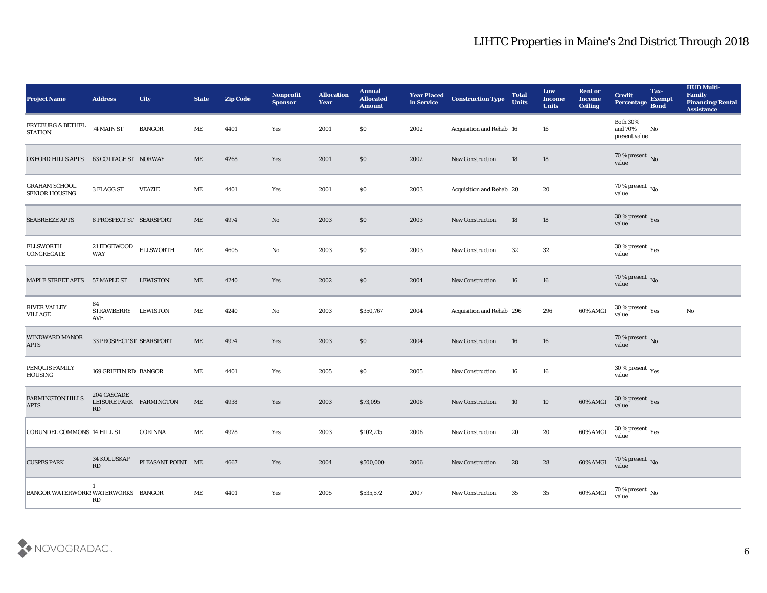# LIHTC Properties in Maine's 2nd District Through 2018

| Project Name | Address | City | State | Zip Code | Nonprofit Sponsor | Allocation Year | Annual Allocated Amount | Year Placed in Service | Construction Type | Total Units | Low Income Units | Rent or Income Ceiling | Credit Percentage | Tax-Exempt Bond | HUD Multi-Family Financing/Rental Assistance |
|---|---|---|---|---|---|---|---|---|---|---|---|---|---|---|---|
| FRYEBURG & BETHEL STATION | 74 MAIN ST | BANGOR | ME | 4401 | Yes | 2001 | $0 | 2002 | Acquisition and Rehab | 16 | 16 | | Both 30% and 70% present value | No | |
| OXFORD HILLS APTS | 63 COTTAGE ST | NORWAY | ME | 4268 | Yes | 2001 | $0 | 2002 | New Construction | 18 | 18 | | 70 % present value | No | |
| GRAHAM SCHOOL SENIOR HOUSING | 3 FLAGG ST | VEAZIE | ME | 4401 | Yes | 2001 | $0 | 2003 | Acquisition and Rehab | 20 | 20 | | 70 % present value | No | |
| SEABREEZE APTS | 8 PROSPECT ST | SEARSPORT | ME | 4974 | No | 2003 | $0 | 2003 | New Construction | 18 | 18 | | 30 % present value | Yes | |
| ELLSWORTH CONGREGATE | 21 EDGEWOOD WAY | ELLSWORTH | ME | 4605 | No | 2003 | $0 | 2003 | New Construction | 32 | 32 | | 30 % present value | Yes | |
| MAPLE STREET APTS | 57 MAPLE ST | LEWISTON | ME | 4240 | Yes | 2002 | $0 | 2004 | New Construction | 16 | 16 | | 70 % present value | No | |
| RIVER VALLEY VILLAGE | 84 STRAWBERRY AVE | LEWISTON | ME | 4240 | No | 2003 | $350,767 | 2004 | Acquisition and Rehab | 296 | 296 | 60% AMGI | 30 % present value | Yes | No |
| WINDWARD MANOR APTS | 33 PROSPECT ST | SEARSPORT | ME | 4974 | Yes | 2003 | $0 | 2004 | New Construction | 16 | 16 | | 70 % present value | No | |
| PENQUIS FAMILY HOUSING | 169 GRIFFIN RD | BANGOR | ME | 4401 | Yes | 2005 | $0 | 2005 | New Construction | 16 | 16 | | 30 % present value | Yes | |
| FARMINGTON HILLS APTS | 204 CASCADE LEISURE PARK RD | FARMINGTON | ME | 4938 | Yes | 2003 | $73,095 | 2006 | New Construction | 10 | 10 | 60% AMGI | 30 % present value | Yes | |
| CORUNDEL COMMONS | 14 HILL ST | CORINNA | ME | 4928 | Yes | 2003 | $102,215 | 2006 | New Construction | 20 | 20 | 60% AMGI | 30 % present value | Yes | |
| CUSPES PARK | 34 KOLUSKAP RD | PLEASANT POINT | ME | 4667 | Yes | 2004 | $500,000 | 2006 | New Construction | 28 | 28 | 60% AMGI | 70 % present value | No | |
| BANGOR WATERWORKS | 1 WATERWORKS RD | BANGOR | ME | 4401 | Yes | 2005 | $535,572 | 2007 | New Construction | 35 | 35 | 60% AMGI | 70 % present value | No | |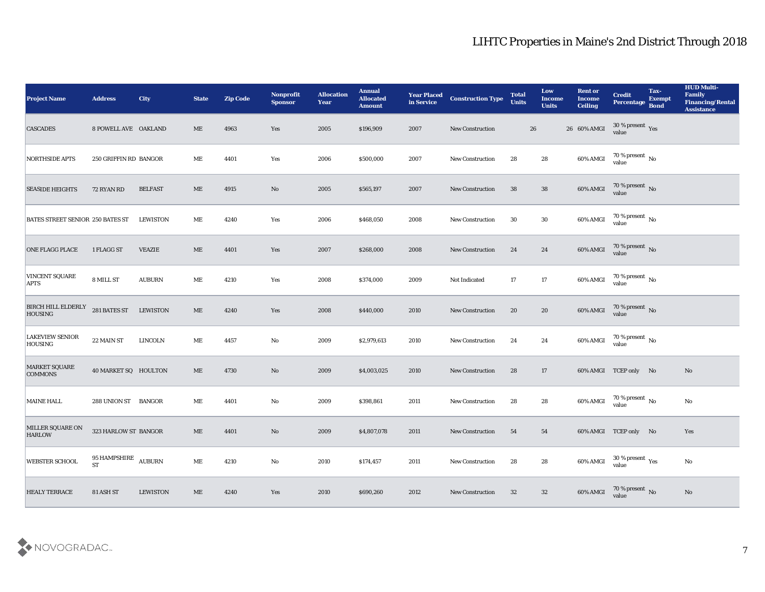## LIHTC Properties in Maine's 2nd District Through 2018

| Project Name | Address | City | State | Zip Code | Nonprofit Sponsor | Allocation Year | Annual Allocated Amount | Year Placed in Service | Construction Type | Total Units | Low Income Units | Rent or Income Ceiling | Credit Percentage | Tax-Exempt Bond | HUD Multi-Family Financing/Rental Assistance |
|---|---|---|---|---|---|---|---|---|---|---|---|---|---|---|---|
| CASCADES | 8 POWELL AVE | OAKLAND | ME | 4963 | Yes | 2005 | $196,909 | 2007 | New Construction | 26 | 26 | 60% AMGI | 30 % present value | Yes | |
| NORTHSIDE APTS | 250 GRIFFIN RD | BANGOR | ME | 4401 | Yes | 2006 | $500,000 | 2007 | New Construction | 28 | 28 | 60% AMGI | 70 % present value | No | |
| SEASIDE HEIGHTS | 72 RYAN RD | BELFAST | ME | 4915 | No | 2005 | $565,197 | 2007 | New Construction | 38 | 38 | 60% AMGI | 70 % present value | No | |
| BATES STREET SENIOR | 250 BATES ST | LEWISTON | ME | 4240 | Yes | 2006 | $468,050 | 2008 | New Construction | 30 | 30 | 60% AMGI | 70 % present value | No | |
| ONE FLAGG PLACE | 1 FLAGG ST | VEAZIE | ME | 4401 | Yes | 2007 | $268,000 | 2008 | New Construction | 24 | 24 | 60% AMGI | 70 % present value | No | |
| VINCENT SQUARE APTS | 8 MILL ST | AUBURN | ME | 4210 | Yes | 2008 | $374,000 | 2009 | Not Indicated | 17 | 17 | 60% AMGI | 70 % present value | No | |
| BIRCH HILL ELDERLY HOUSING | 281 BATES ST | LEWISTON | ME | 4240 | Yes | 2008 | $440,000 | 2010 | New Construction | 20 | 20 | 60% AMGI | 70 % present value | No | |
| LAKEVIEW SENIOR HOUSING | 22 MAIN ST | LINCOLN | ME | 4457 | No | 2009 | $2,979,613 | 2010 | New Construction | 24 | 24 | 60% AMGI | 70 % present value | No | |
| MARKET SQUARE COMMONS | 40 MARKET SQ | HOULTON | ME | 4730 | No | 2009 | $4,003,025 | 2010 | New Construction | 28 | 17 | 60% AMGI | TCEP only | No | No |
| MAINE HALL | 288 UNION ST | BANGOR | ME | 4401 | No | 2009 | $398,861 | 2011 | New Construction | 28 | 28 | 60% AMGI | 70 % present value | No | No |
| MILLER SQUARE ON HARLOW | 323 HARLOW ST | BANGOR | ME | 4401 | No | 2009 | $4,807,078 | 2011 | New Construction | 54 | 54 | 60% AMGI | TCEP only | No | Yes |
| WEBSTER SCHOOL | 95 HAMPSHIRE ST | AUBURN | ME | 4210 | No | 2010 | $174,457 | 2011 | New Construction | 28 | 28 | 60% AMGI | 30 % present value | Yes | No |
| HEALY TERRACE | 81 ASH ST | LEWISTON | ME | 4240 | Yes | 2010 | $690,260 | 2012 | New Construction | 32 | 32 | 60% AMGI | 70 % present value | No | No |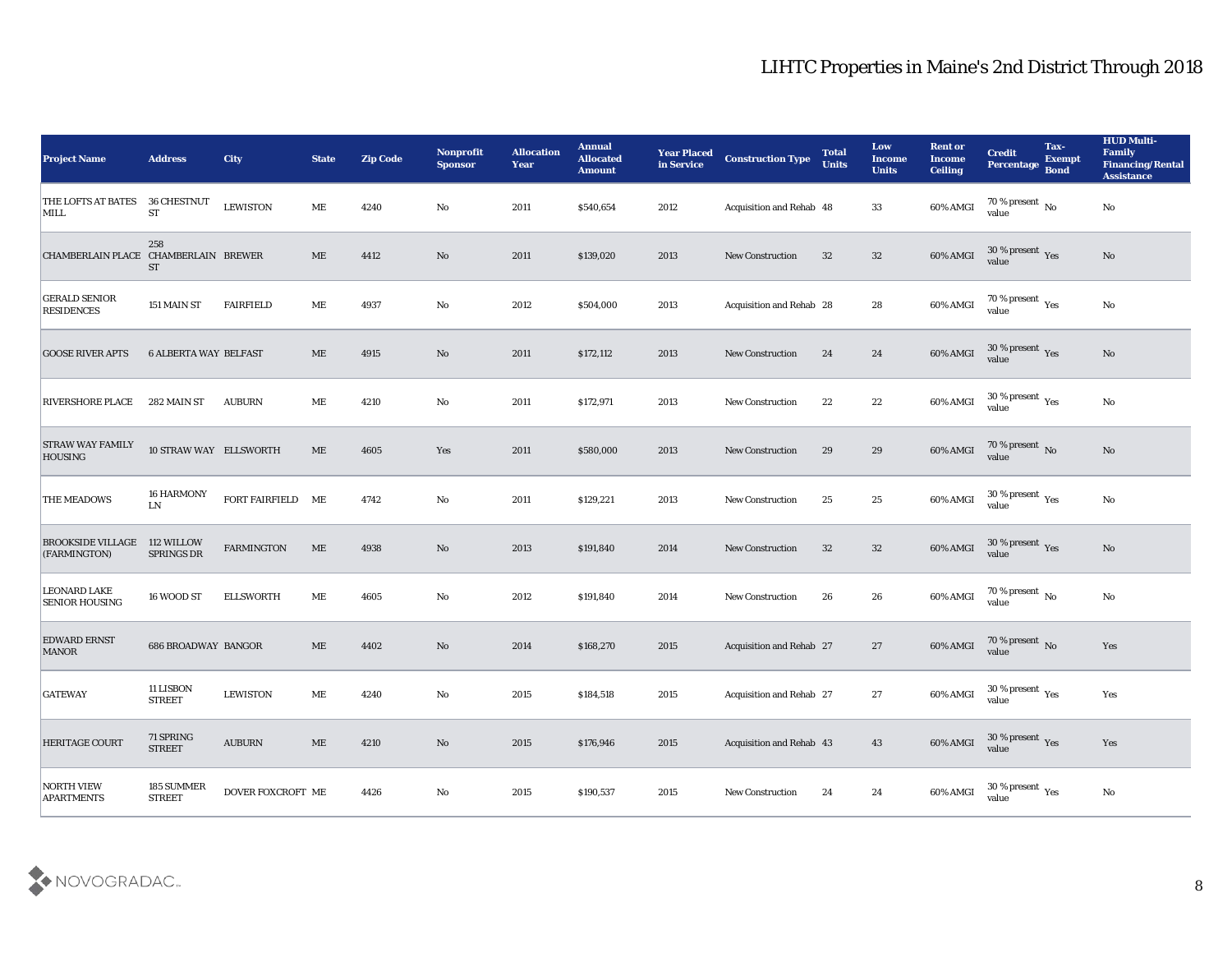# LIHTC Properties in Maine's 2nd District Through 2018

| Project Name | Address | City | State | Zip Code | Nonprofit Sponsor | Allocation Year | Annual Allocated Amount | Year Placed in Service | Construction Type | Total Units | Low Income Units | Rent or Income Ceiling | Credit Percentage | Tax-Exempt Bond | HUD Multi-Family Financing/Rental Assistance |
|---|---|---|---|---|---|---|---|---|---|---|---|---|---|---|---|
| THE LOFTS AT BATES MILL | 36 CHESTNUT ST | LEWISTON | ME | 4240 | No | 2011 | $540,654 | 2012 | Acquisition and Rehab | 48 | 33 | 60% AMGI | 70 % present value | No | No |
| CHAMBERLAIN PLACE | 258 CHAMBERLAIN ST | BREWER | ME | 4412 | No | 2011 | $139,020 | 2013 | New Construction | 32 | 32 | 60% AMGI | 30 % present value | Yes | No |
| GERALD SENIOR RESIDENCES | 151 MAIN ST | FAIRFIELD | ME | 4937 | No | 2012 | $504,000 | 2013 | Acquisition and Rehab | 28 | 28 | 60% AMGI | 70 % present value | Yes | No |
| GOOSE RIVER APTS | 6 ALBERTA WAY | BELFAST | ME | 4915 | No | 2011 | $172,112 | 2013 | New Construction | 24 | 24 | 60% AMGI | 30 % present value | Yes | No |
| RIVERSHORE PLACE | 282 MAIN ST | AUBURN | ME | 4210 | No | 2011 | $172,971 | 2013 | New Construction | 22 | 22 | 60% AMGI | 30 % present value | Yes | No |
| STRAW WAY FAMILY HOUSING | 10 STRAW WAY | ELLSWORTH | ME | 4605 | Yes | 2011 | $580,000 | 2013 | New Construction | 29 | 29 | 60% AMGI | 70 % present value | No | No |
| THE MEADOWS | 16 HARMONY LN | FORT FAIRFIELD | ME | 4742 | No | 2011 | $129,221 | 2013 | New Construction | 25 | 25 | 60% AMGI | 30 % present value | Yes | No |
| BROOKSIDE VILLAGE (FARMINGTON) | 112 WILLOW SPRINGS DR | FARMINGTON | ME | 4938 | No | 2013 | $191,840 | 2014 | New Construction | 32 | 32 | 60% AMGI | 30 % present value | Yes | No |
| LEONARD LAKE SENIOR HOUSING | 16 WOOD ST | ELLSWORTH | ME | 4605 | No | 2012 | $191,840 | 2014 | New Construction | 26 | 26 | 60% AMGI | 70 % present value | No | No |
| EDWARD ERNST MANOR | 686 BROADWAY | BANGOR | ME | 4402 | No | 2014 | $168,270 | 2015 | Acquisition and Rehab | 27 | 27 | 60% AMGI | 70 % present value | No | Yes |
| GATEWAY | 11 LISBON STREET | LEWISTON | ME | 4240 | No | 2015 | $184,518 | 2015 | Acquisition and Rehab | 27 | 27 | 60% AMGI | 30 % present value | Yes | Yes |
| HERITAGE COURT | 71 SPRING STREET | AUBURN | ME | 4210 | No | 2015 | $176,946 | 2015 | Acquisition and Rehab | 43 | 43 | 60% AMGI | 30 % present value | Yes | Yes |
| NORTH VIEW APARTMENTS | 185 SUMMER STREET | DOVER FOXCROFT | ME | 4426 | No | 2015 | $190,537 | 2015 | New Construction | 24 | 24 | 60% AMGI | 30 % present value | Yes | No |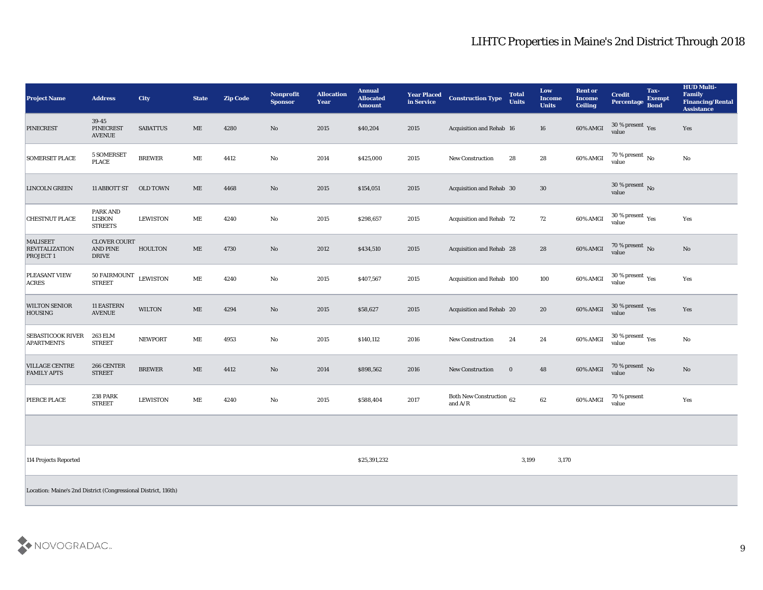# LIHTC Properties in Maine's 2nd District Through 2018

| Project Name | Address | City | State | Zip Code | Nonprofit Sponsor | Allocation Year | Annual Allocated Amount | Year Placed in Service | Construction Type | Total Units | Low Income Units | Rent or Income Ceiling | Credit Percentage | Tax-Exempt Bond | HUD Multi-Family Financing/Rental Assistance |
|---|---|---|---|---|---|---|---|---|---|---|---|---|---|---|---|
| PINECREST | 39-45 PINECREST AVENUE | SABATTUS | ME | 4280 | No | 2015 | $40,204 | 2015 | Acquisition and Rehab | 16 | 16 | 60% AMGI | 30 % present value | Yes | Yes |
| SOMERSET PLACE | 5 SOMERSET PLACE | BREWER | ME | 4412 | No | 2014 | $425,000 | 2015 | New Construction | 28 | 28 | 60% AMGI | 70 % present value | No | No |
| LINCOLN GREEN | 11 ABBOTT ST | OLD TOWN | ME | 4468 | No | 2015 | $154,051 | 2015 | Acquisition and Rehab | 30 | 30 | | 30 % present value | No | |
| CHESTNUT PLACE | PARK AND LISBON STREETS | LEWISTON | ME | 4240 | No | 2015 | $298,657 | 2015 | Acquisition and Rehab | 72 | 72 | 60% AMGI | 30 % present value | Yes | Yes |
| MALISEET REVITALIZATION PROJECT 1 | CLOVER COURT AND PINE DRIVE | HOULTON | ME | 4730 | No | 2012 | $434,510 | 2015 | Acquisition and Rehab | 28 | 28 | 60% AMGI | 70 % present value | No | No |
| PLEASANT VIEW ACRES | 50 FAIRMOUNT STREET | LEWISTON | ME | 4240 | No | 2015 | $407,567 | 2015 | Acquisition and Rehab | 100 | 100 | 60% AMGI | 30 % present value | Yes | Yes |
| WILTON SENIOR HOUSING | 11 EASTERN AVENUE | WILTON | ME | 4294 | No | 2015 | $58,627 | 2015 | Acquisition and Rehab | 20 | 20 | 60% AMGI | 30 % present value | Yes | Yes |
| SEBASTICOOK RIVER APARTMENTS | 263 ELM STREET | NEWPORT | ME | 4953 | No | 2015 | $140,112 | 2016 | New Construction | 24 | 24 | 60% AMGI | 30 % present value | Yes | No |
| VILLAGE CENTRE FAMILY APTS | 266 CENTER STREET | BREWER | ME | 4412 | No | 2014 | $898,562 | 2016 | New Construction | 0 | 48 | 60% AMGI | 70 % present value | No | No |
| PIERCE PLACE | 238 PARK STREET | LEWISTON | ME | 4240 | No | 2015 | $588,404 | 2017 | Both New Construction and A/R | 62 | 62 | 60% AMGI | 70 % present value | | Yes |
| | | | | | | | | | | | | | | | |
| 114 Projects Reported | | | | | | | $25,391,232 | | | 3,199 | 3,170 | | | | |
| Location: Maine's 2nd District (Congressional District, 116th) | | | | | | | | | | | | | | | |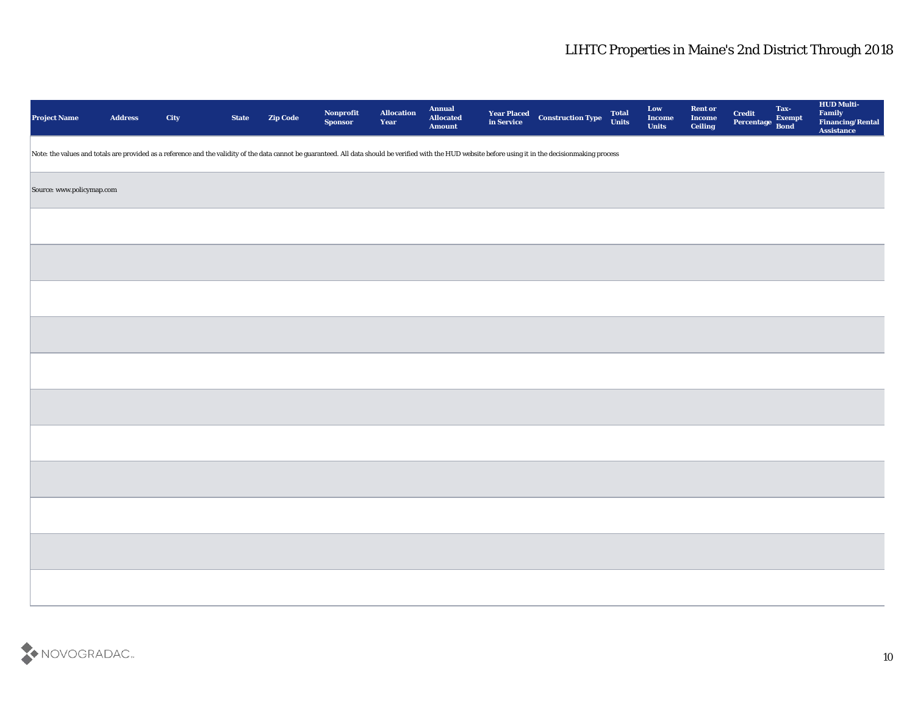# LIHTC Properties in Maine's 2nd District Through 2018

| Project Name | Address | City | State | Zip Code | Nonprofit Sponsor | Allocation Year | Annual Allocated Amount | Year Placed in Service | Construction Type | Total Units | Low Income Units | Rent or Income Ceiling | Credit Percentage | Tax-Exempt Bond | HUD Multi-Family Financing/Rental Assistance |
|---|---|---|---|---|---|---|---|---|---|---|---|---|---|---|---|

Note: the values and totals are provided as a reference and the validity of the data cannot be guaranteed. All data should be verified with the HUD website before using it in the decisionmaking process

Source: www.policymap.com